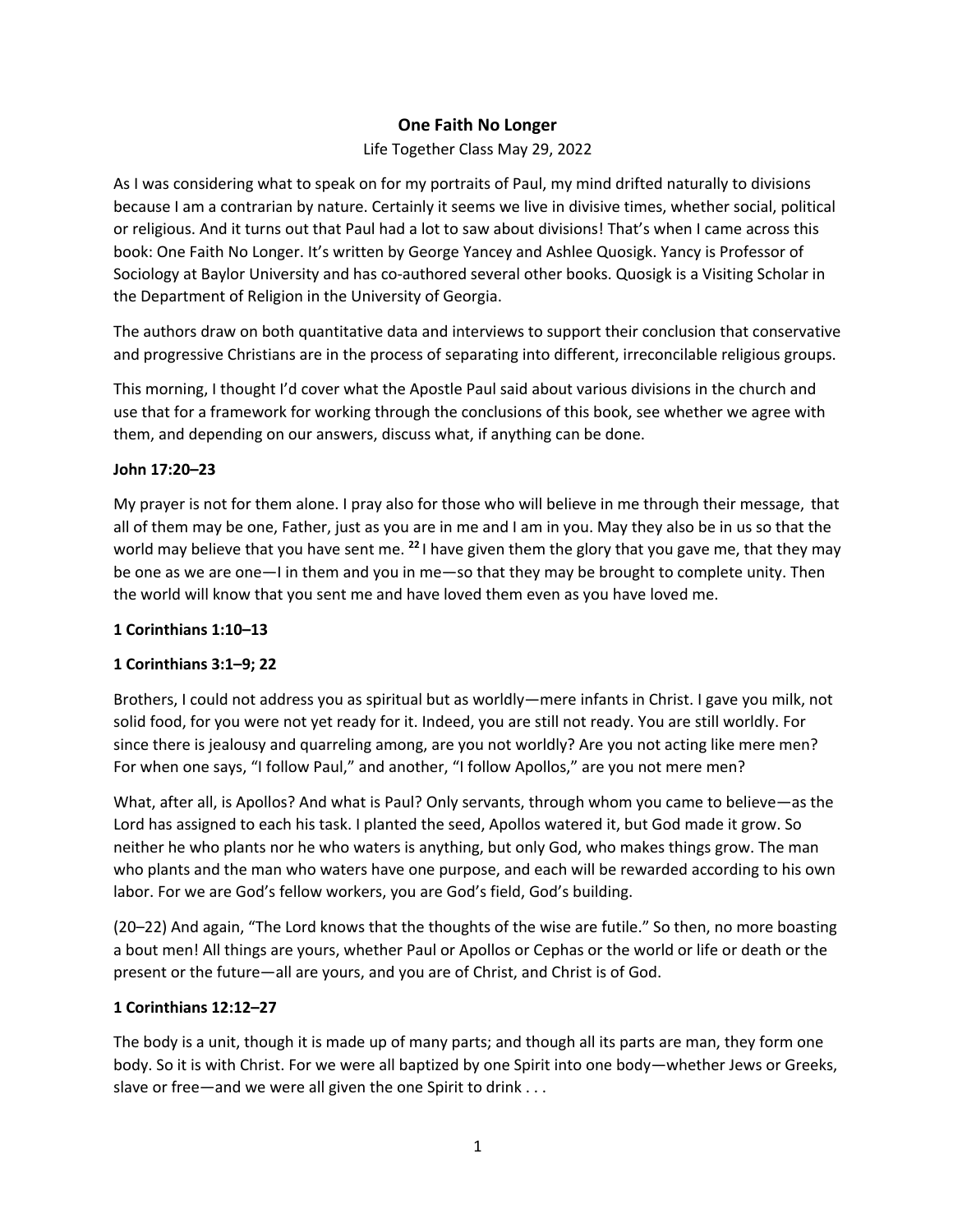# One Faith No Longer

Life Together Class May 29, 2022

As I was considering what to speak on for my portraits of Paul, my mind drifted naturally to divisions because I am a contrarian by nature. Certainly it seems we live in divisive times, whether social, political or religious. And it turns out that Paul had a lot to saw about divisions! That's when I came across this book: One Faith No Longer. It's written by George Yancey and Ashlee Quosigk. Yancy is Professor of Sociology at Baylor University and has co-authored several other books. Quosigk is a Visiting Scholar in the Department of Religion in the University of Georgia.

The authors draw on both quantitative data and interviews to support their conclusion that conservative and progressive Christians are in the process of separating into different, irreconcilable religious groups.

This morning, I thought I'd cover what the Apostle Paul said about various divisions in the church and use that for a framework for working through the conclusions of this book, see whether we agree with them, and depending on our answers, discuss what, if anything can be done.

**John 17:20–23**

My prayer is not for them alone. I pray also for those who will believe in me through their message, that all of them may be one, Father, just as you are in me and I am in you. May they also be in us so that the world may believe that you have sent me. **22** I have given them the glory that you gave me, that they may be one as we are one—I in them and you in me—so that they may be brought to complete unity. Then the world will know that you sent me and have loved them even as you have loved me.

**1 Corinthians 1:10–13**

**1 Corinthians 3:1–9; 22**

Brothers, I could not address you as spiritual but as worldly—mere infants in Christ. I gave you milk, not solid food, for you were not yet ready for it. Indeed, you are still not ready. You are still worldly. For since there is jealousy and quarreling among, are you not worldly? Are you not acting like mere men? For when one says, "I follow Paul," and another, "I follow Apollos," are you not mere men?

What, after all, is Apollos? And what is Paul? Only servants, through whom you came to believe—as the Lord has assigned to each his task. I planted the seed, Apollos watered it, but God made it grow. So neither he who plants nor he who waters is anything, but only God, who makes things grow. The man who plants and the man who waters have one purpose, and each will be rewarded according to his own labor. For we are God's fellow workers, you are God's field, God's building.

(20–22) And again, "The Lord knows that the thoughts of the wise are futile." So then, no more boasting a bout men! All things are yours, whether Paul or Apollos or Cephas or the world or life or death or the present or the future—all are yours, and you are of Christ, and Christ is of God.

**1 Corinthians 12:12–27**

The body is a unit, though it is made up of many parts; and though all its parts are man, they form one body. So it is with Christ. For we were all baptized by one Spirit into one body—whether Jews or Greeks, slave or free—and we were all given the one Spirit to drink . . .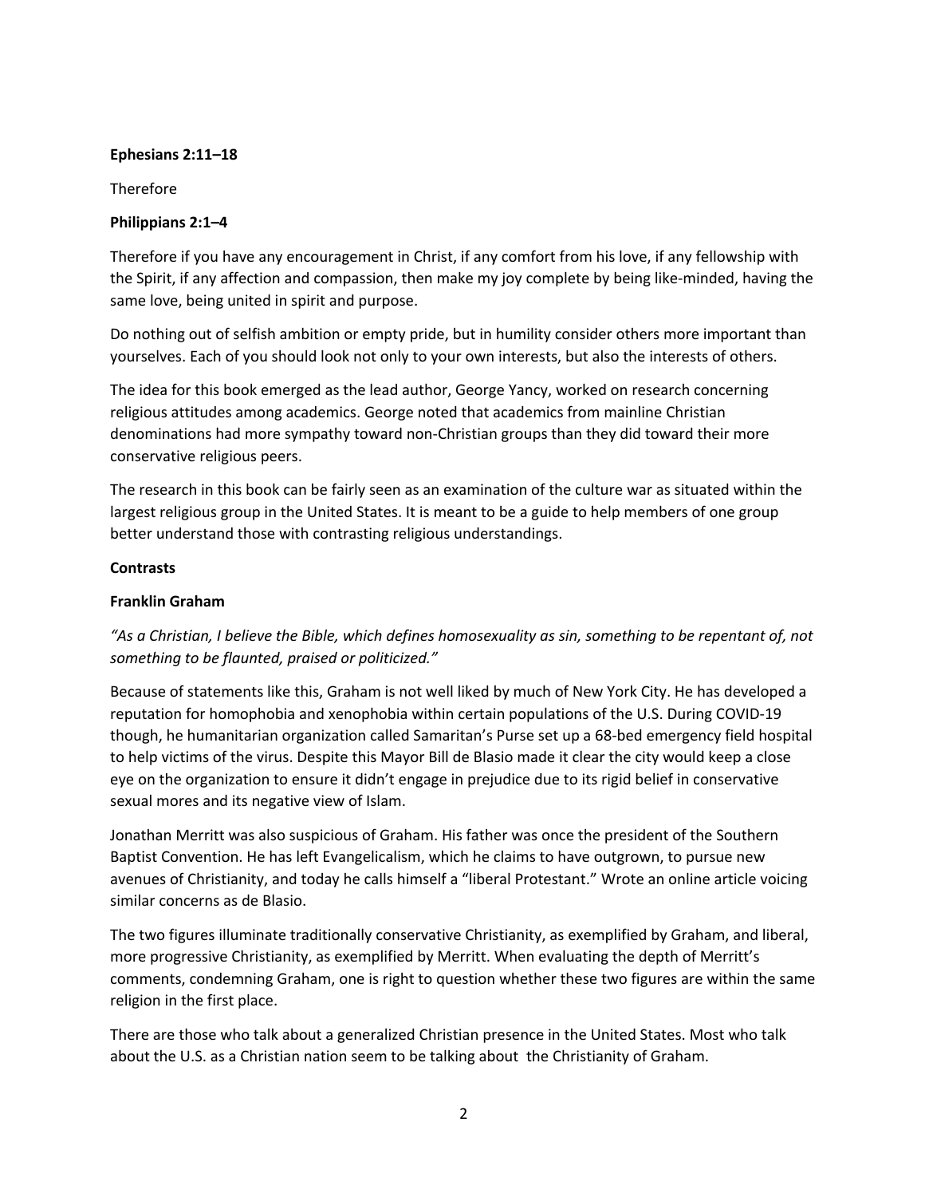**Ephesians 2:11–18**

Therefore

**Philippians 2:1–4**

Therefore if you have any encouragement in Christ, if any comfort from his love, if any fellowship with the Spirit, if any affection and compassion, then make my joy complete by being like-minded, having the same love, being united in spirit and purpose.

Do nothing out of selfish ambition or empty pride, but in humility consider others more important than yourselves. Each of you should look not only to your own interests, but also the interests of others.

The idea for this book emerged as the lead author, George Yancy, worked on research concerning religious attitudes among academics. George noted that academics from mainline Christian denominations had more sympathy toward non-Christian groups than they did toward their more conservative religious peers.

The research in this book can be fairly seen as an examination of the culture war as situated within the largest religious group in the United States. It is meant to be a guide to help members of one group better understand those with contrasting religious understandings.

**Contrasts**

**Franklin Graham**

*"As a Christian, I believe the Bible, which defines homosexuality as sin, something to be repentant of, not something to be flaunted, praised or politicized."*

Because of statements like this, Graham is not well liked by much of New York City. He has developed a reputation for homophobia and xenophobia within certain populations of the U.S. During COVID-19 though, he humanitarian organization called Samaritan's Purse set up a 68-bed emergency field hospital to help victims of the virus. Despite this Mayor Bill de Blasio made it clear the city would keep a close eye on the organization to ensure it didn't engage in prejudice due to its rigid belief in conservative sexual mores and its negative view of Islam.

Jonathan Merritt was also suspicious of Graham. His father was once the president of the Southern Baptist Convention. He has left Evangelicalism, which he claims to have outgrown, to pursue new avenues of Christianity, and today he calls himself a "liberal Protestant." Wrote an online article voicing similar concerns as de Blasio.

The two figures illuminate traditionally conservative Christianity, as exemplified by Graham, and liberal, more progressive Christianity, as exemplified by Merritt. When evaluating the depth of Merritt's comments, condemning Graham, one is right to question whether these two figures are within the same religion in the first place.

There are those who talk about a generalized Christian presence in the United States. Most who talk about the U.S. as a Christian nation seem to be talking about the Christianity of Graham.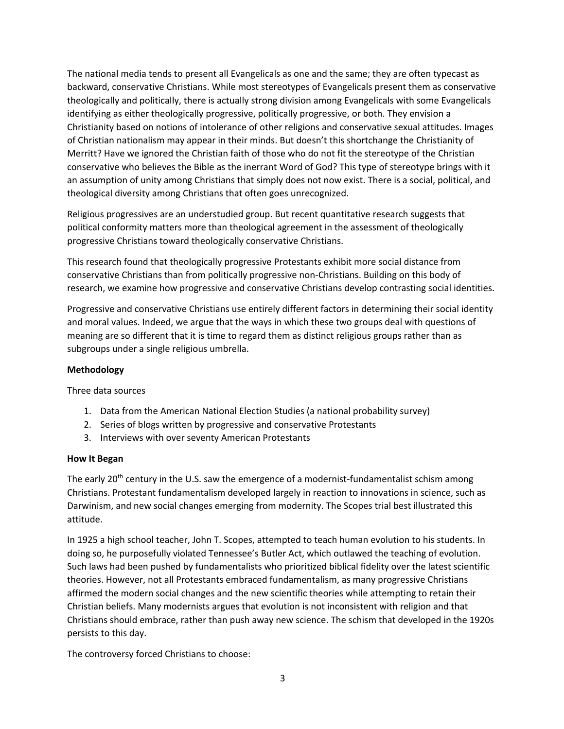The national media tends to present all Evangelicals as one and the same; they are often typecast as backward, conservative Christians. While most stereotypes of Evangelicals present them as conservative theologically and politically, there is actually strong division among Evangelicals with some Evangelicals identifying as either theologically progressive, politically progressive, or both. They envision a Christianity based on notions of intolerance of other religions and conservative sexual attitudes. Images of Christian nationalism may appear in their minds. But doesn't this shortchange the Christianity of Merritt? Have we ignored the Christian faith of those who do not fit the stereotype of the Christian conservative who believes the Bible as the inerrant Word of God? This type of stereotype brings with it an assumption of unity among Christians that simply does not now exist. There is a social, political, and theological diversity among Christians that often goes unrecognized.

Religious progressives are an understudied group. But recent quantitative research suggests that political conformity matters more than theological agreement in the assessment of theologically progressive Christians toward theologically conservative Christians.

This research found that theologically progressive Protestants exhibit more social distance from conservative Christians than from politically progressive non-Christians. Building on this body of research, we examine how progressive and conservative Christians develop contrasting social identities.

Progressive and conservative Christians use entirely different factors in determining their social identity and moral values. Indeed, we argue that the ways in which these two groups deal with questions of meaning are so different that it is time to regard them as distinct religious groups rather than as subgroups under a single religious umbrella.

**Methodology**

Three data sources

1. Data from the American National Election Studies (a national probability survey)
2. Series of blogs written by progressive and conservative Protestants
3. Interviews with over seventy American Protestants

**How It Began**

The early 20th century in the U.S. saw the emergence of a modernist-fundamentalist schism among Christians. Protestant fundamentalism developed largely in reaction to innovations in science, such as Darwinism, and new social changes emerging from modernity. The Scopes trial best illustrated this attitude.

In 1925 a high school teacher, John T. Scopes, attempted to teach human evolution to his students. In doing so, he purposefully violated Tennessee's Butler Act, which outlawed the teaching of evolution. Such laws had been pushed by fundamentalists who prioritized biblical fidelity over the latest scientific theories. However, not all Protestants embraced fundamentalism, as many progressive Christians affirmed the modern social changes and the new scientific theories while attempting to retain their Christian beliefs. Many modernists argues that evolution is not inconsistent with religion and that Christians should embrace, rather than push away new science. The schism that developed in the 1920s persists to this day.

The controversy forced Christians to choose: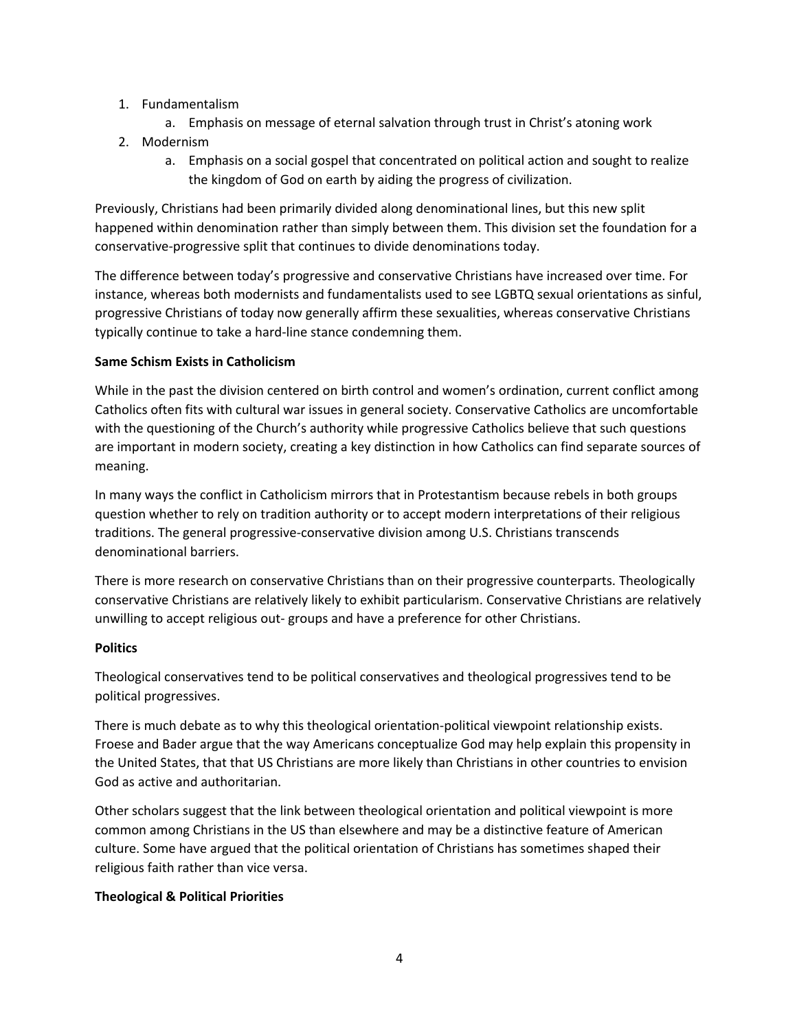1. Fundamentalism
    a. Emphasis on message of eternal salvation through trust in Christ's atoning work
2. Modernism
    a. Emphasis on a social gospel that concentrated on political action and sought to realize the kingdom of God on earth by aiding the progress of civilization.

Previously, Christians had been primarily divided along denominational lines, but this new split happened within denomination rather than simply between them. This division set the foundation for a conservative-progressive split that continues to divide denominations today.

The difference between today's progressive and conservative Christians have increased over time. For instance, whereas both modernists and fundamentalists used to see LGBTQ sexual orientations as sinful, progressive Christians of today now generally affirm these sexualities, whereas conservative Christians typically continue to take a hard-line stance condemning them.

**Same Schism Exists in Catholicism**

While in the past the division centered on birth control and women's ordination, current conflict among Catholics often fits with cultural war issues in general society. Conservative Catholics are uncomfortable with the questioning of the Church's authority while progressive Catholics believe that such questions are important in modern society, creating a key distinction in how Catholics can find separate sources of meaning.

In many ways the conflict in Catholicism mirrors that in Protestantism because rebels in both groups question whether to rely on tradition authority or to accept modern interpretations of their religious traditions. The general progressive-conservative division among U.S. Christians transcends denominational barriers.

There is more research on conservative Christians than on their progressive counterparts. Theologically conservative Christians are relatively likely to exhibit particularism. Conservative Christians are relatively unwilling to accept religious out- groups and have a preference for other Christians.

**Politics**

Theological conservatives tend to be political conservatives and theological progressives tend to be political progressives.

There is much debate as to why this theological orientation-political viewpoint relationship exists. Froese and Bader argue that the way Americans conceptualize God may help explain this propensity in the United States, that that US Christians are more likely than Christians in other countries to envision God as active and authoritarian.

Other scholars suggest that the link between theological orientation and political viewpoint is more common among Christians in the US than elsewhere and may be a distinctive feature of American culture. Some have argued that the political orientation of Christians has sometimes shaped their religious faith rather than vice versa.

**Theological & Political Priorities**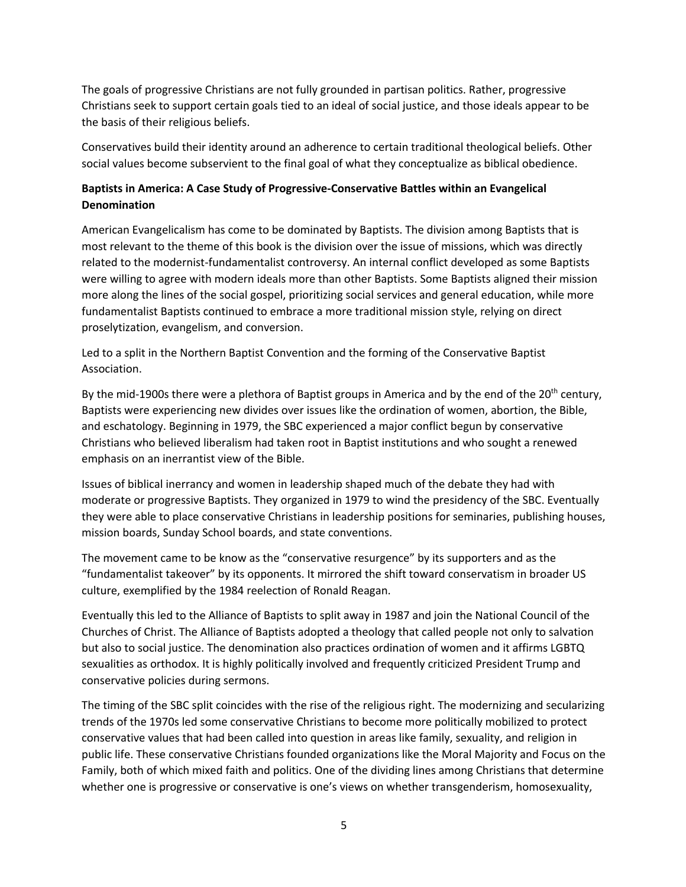The goals of progressive Christians are not fully grounded in partisan politics. Rather, progressive Christians seek to support certain goals tied to an ideal of social justice, and those ideals appear to be the basis of their religious beliefs.

Conservatives build their identity around an adherence to certain traditional theological beliefs. Other social values become subservient to the final goal of what they conceptualize as biblical obedience.

**Baptists in America: A Case Study of Progressive-Conservative Battles within an Evangelical Denomination**

American Evangelicalism has come to be dominated by Baptists. The division among Baptists that is most relevant to the theme of this book is the division over the issue of missions, which was directly related to the modernist-fundamentalist controversy. An internal conflict developed as some Baptists were willing to agree with modern ideals more than other Baptists. Some Baptists aligned their mission more along the lines of the social gospel, prioritizing social services and general education, while more fundamentalist Baptists continued to embrace a more traditional mission style, relying on direct proselytization, evangelism, and conversion.

Led to a split in the Northern Baptist Convention and the forming of the Conservative Baptist Association.

By the mid-1900s there were a plethora of Baptist groups in America and by the end of the 20th century, Baptists were experiencing new divides over issues like the ordination of women, abortion, the Bible, and eschatology. Beginning in 1979, the SBC experienced a major conflict begun by conservative Christians who believed liberalism had taken root in Baptist institutions and who sought a renewed emphasis on an inerrantist view of the Bible.

Issues of biblical inerrancy and women in leadership shaped much of the debate they had with moderate or progressive Baptists. They organized in 1979 to wind the presidency of the SBC. Eventually they were able to place conservative Christians in leadership positions for seminaries, publishing houses, mission boards, Sunday School boards, and state conventions.

The movement came to be know as the "conservative resurgence" by its supporters and as the "fundamentalist takeover" by its opponents. It mirrored the shift toward conservatism in broader US culture, exemplified by the 1984 reelection of Ronald Reagan.

Eventually this led to the Alliance of Baptists to split away in 1987 and join the National Council of the Churches of Christ. The Alliance of Baptists adopted a theology that called people not only to salvation but also to social justice. The denomination also practices ordination of women and it affirms LGBTQ sexualities as orthodox. It is highly politically involved and frequently criticized President Trump and conservative policies during sermons.

The timing of the SBC split coincides with the rise of the religious right. The modernizing and secularizing trends of the 1970s led some conservative Christians to become more politically mobilized to protect conservative values that had been called into question in areas like family, sexuality, and religion in public life. These conservative Christians founded organizations like the Moral Majority and Focus on the Family, both of which mixed faith and politics. One of the dividing lines among Christians that determine whether one is progressive or conservative is one's views on whether transgenderism, homosexuality,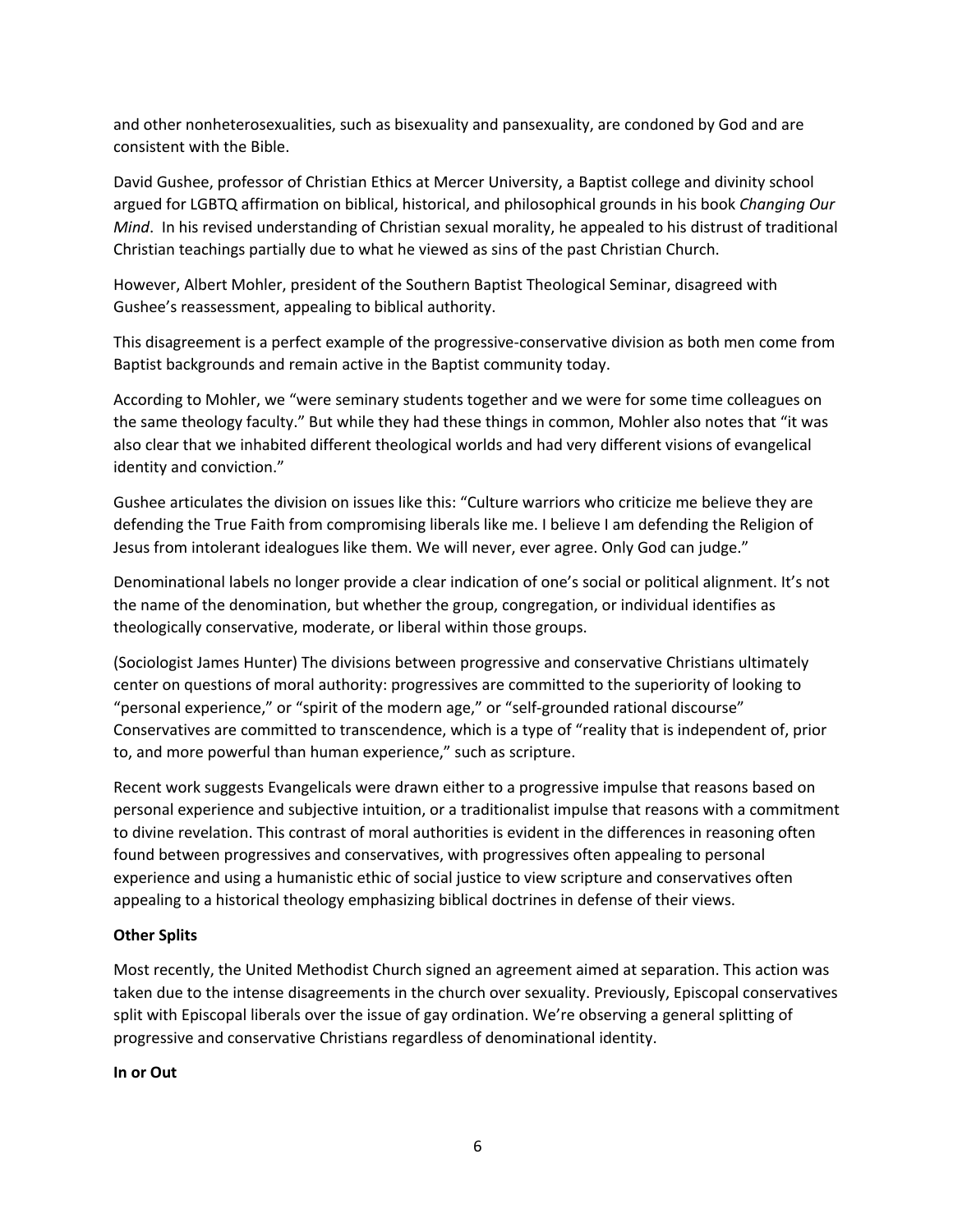and other nonheterosexualities, such as bisexuality and pansexuality, are condoned by God and are consistent with the Bible.

David Gushee, professor of Christian Ethics at Mercer University, a Baptist college and divinity school argued for LGBTQ affirmation on biblical, historical, and philosophical grounds in his book *Changing Our Mind*. In his revised understanding of Christian sexual morality, he appealed to his distrust of traditional Christian teachings partially due to what he viewed as sins of the past Christian Church.

However, Albert Mohler, president of the Southern Baptist Theological Seminar, disagreed with Gushee's reassessment, appealing to biblical authority.

This disagreement is a perfect example of the progressive-conservative division as both men come from Baptist backgrounds and remain active in the Baptist community today.

According to Mohler, we "were seminary students together and we were for some time colleagues on the same theology faculty." But while they had these things in common, Mohler also notes that "it was also clear that we inhabited different theological worlds and had very different visions of evangelical identity and conviction."

Gushee articulates the division on issues like this: "Culture warriors who criticize me believe they are defending the True Faith from compromising liberals like me. I believe I am defending the Religion of Jesus from intolerant idealogues like them. We will never, ever agree. Only God can judge."

Denominational labels no longer provide a clear indication of one's social or political alignment. It's not the name of the denomination, but whether the group, congregation, or individual identifies as theologically conservative, moderate, or liberal within those groups.

(Sociologist James Hunter) The divisions between progressive and conservative Christians ultimately center on questions of moral authority: progressives are committed to the superiority of looking to "personal experience," or "spirit of the modern age," or "self-grounded rational discourse" Conservatives are committed to transcendence, which is a type of "reality that is independent of, prior to, and more powerful than human experience," such as scripture.

Recent work suggests Evangelicals were drawn either to a progressive impulse that reasons based on personal experience and subjective intuition, or a traditionalist impulse that reasons with a commitment to divine revelation. This contrast of moral authorities is evident in the differences in reasoning often found between progressives and conservatives, with progressives often appealing to personal experience and using a humanistic ethic of social justice to view scripture and conservatives often appealing to a historical theology emphasizing biblical doctrines in defense of their views.

**Other Splits**

Most recently, the United Methodist Church signed an agreement aimed at separation. This action was taken due to the intense disagreements in the church over sexuality. Previously, Episcopal conservatives split with Episcopal liberals over the issue of gay ordination. We're observing a general splitting of progressive and conservative Christians regardless of denominational identity.

**In or Out**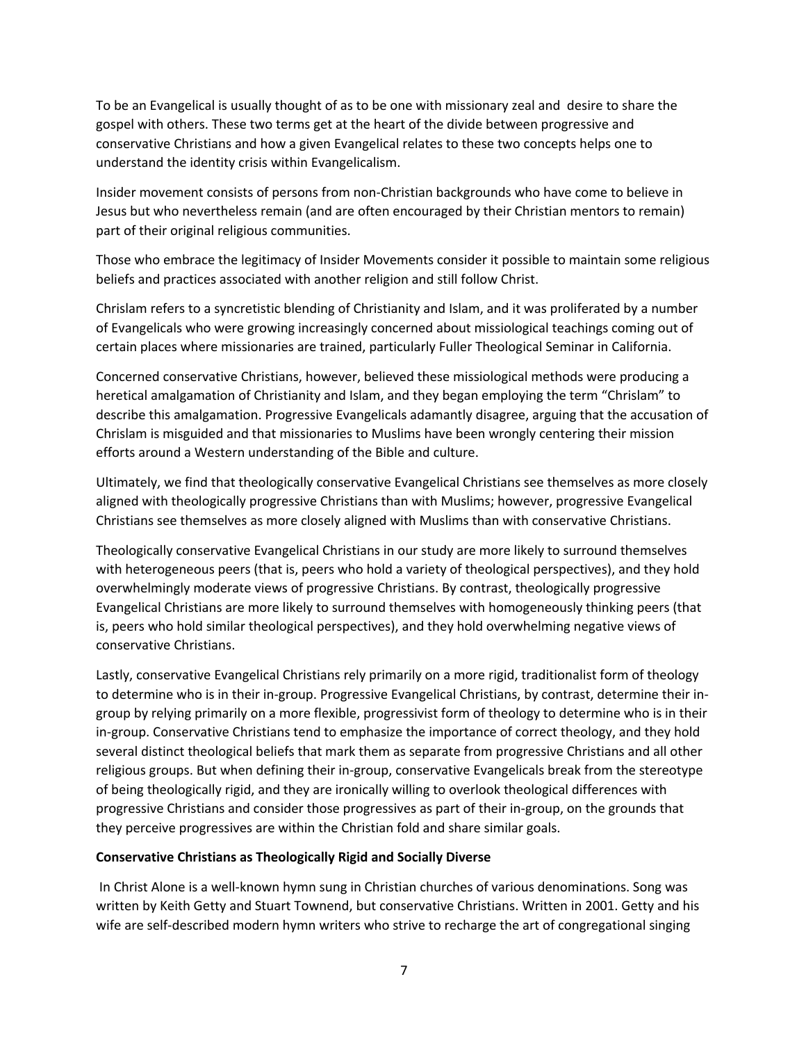To be an Evangelical is usually thought of as to be one with missionary zeal and desire to share the gospel with others. These two terms get at the heart of the divide between progressive and conservative Christians and how a given Evangelical relates to these two concepts helps one to understand the identity crisis within Evangelicalism.

Insider movement consists of persons from non-Christian backgrounds who have come to believe in Jesus but who nevertheless remain (and are often encouraged by their Christian mentors to remain) part of their original religious communities.

Those who embrace the legitimacy of Insider Movements consider it possible to maintain some religious beliefs and practices associated with another religion and still follow Christ.

Chrislam refers to a syncretistic blending of Christianity and Islam, and it was proliferated by a number of Evangelicals who were growing increasingly concerned about missiological teachings coming out of certain places where missionaries are trained, particularly Fuller Theological Seminar in California.

Concerned conservative Christians, however, believed these missiological methods were producing a heretical amalgamation of Christianity and Islam, and they began employing the term "Chrislam" to describe this amalgamation. Progressive Evangelicals adamantly disagree, arguing that the accusation of Chrislam is misguided and that missionaries to Muslims have been wrongly centering their mission efforts around a Western understanding of the Bible and culture.

Ultimately, we find that theologically conservative Evangelical Christians see themselves as more closely aligned with theologically progressive Christians than with Muslims; however, progressive Evangelical Christians see themselves as more closely aligned with Muslims than with conservative Christians.

Theologically conservative Evangelical Christians in our study are more likely to surround themselves with heterogeneous peers (that is, peers who hold a variety of theological perspectives), and they hold overwhelmingly moderate views of progressive Christians. By contrast, theologically progressive Evangelical Christians are more likely to surround themselves with homogeneously thinking peers (that is, peers who hold similar theological perspectives), and they hold overwhelming negative views of conservative Christians.

Lastly, conservative Evangelical Christians rely primarily on a more rigid, traditionalist form of theology to determine who is in their in-group. Progressive Evangelical Christians, by contrast, determine their in-group by relying primarily on a more flexible, progressivist form of theology to determine who is in their in-group. Conservative Christians tend to emphasize the importance of correct theology, and they hold several distinct theological beliefs that mark them as separate from progressive Christians and all other religious groups. But when defining their in-group, conservative Evangelicals break from the stereotype of being theologically rigid, and they are ironically willing to overlook theological differences with progressive Christians and consider those progressives as part of their in-group, on the grounds that they perceive progressives are within the Christian fold and share similar goals.

**Conservative Christians as Theologically Rigid and Socially Diverse**

In Christ Alone is a well-known hymn sung in Christian churches of various denominations. Song was written by Keith Getty and Stuart Townend, but conservative Christians. Written in 2001. Getty and his wife are self-described modern hymn writers who strive to recharge the art of congregational singing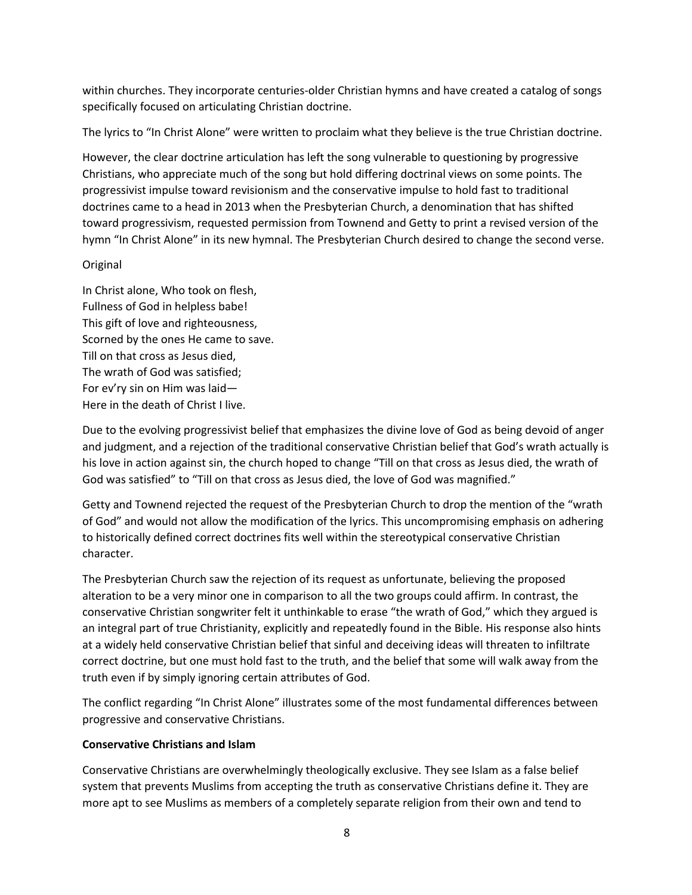within churches. They incorporate centuries-older Christian hymns and have created a catalog of songs specifically focused on articulating Christian doctrine.

The lyrics to "In Christ Alone" were written to proclaim what they believe is the true Christian doctrine.

However, the clear doctrine articulation has left the song vulnerable to questioning by progressive Christians, who appreciate much of the song but hold differing doctrinal views on some points. The progressivist impulse toward revisionism and the conservative impulse to hold fast to traditional doctrines came to a head in 2013 when the Presbyterian Church, a denomination that has shifted toward progressivism, requested permission from Townend and Getty to print a revised version of the hymn "In Christ Alone" in its new hymnal. The Presbyterian Church desired to change the second verse.

Original

In Christ alone, Who took on flesh,
Fullness of God in helpless babe!
This gift of love and righteousness,
Scorned by the ones He came to save.
Till on that cross as Jesus died,
The wrath of God was satisfied;
For ev'ry sin on Him was laid—
Here in the death of Christ I live.

Due to the evolving progressivist belief that emphasizes the divine love of God as being devoid of anger and judgment, and a rejection of the traditional conservative Christian belief that God's wrath actually is his love in action against sin, the church hoped to change "Till on that cross as Jesus died, the wrath of God was satisfied" to "Till on that cross as Jesus died, the love of God was magnified."

Getty and Townend rejected the request of the Presbyterian Church to drop the mention of the "wrath of God" and would not allow the modification of the lyrics. This uncompromising emphasis on adhering to historically defined correct doctrines fits well within the stereotypical conservative Christian character.

The Presbyterian Church saw the rejection of its request as unfortunate, believing the proposed alteration to be a very minor one in comparison to all the two groups could affirm. In contrast, the conservative Christian songwriter felt it unthinkable to erase "the wrath of God," which they argued is an integral part of true Christianity, explicitly and repeatedly found in the Bible. His response also hints at a widely held conservative Christian belief that sinful and deceiving ideas will threaten to infiltrate correct doctrine, but one must hold fast to the truth, and the belief that some will walk away from the truth even if by simply ignoring certain attributes of God.

The conflict regarding "In Christ Alone" illustrates some of the most fundamental differences between progressive and conservative Christians.

**Conservative Christians and Islam**

Conservative Christians are overwhelmingly theologically exclusive. They see Islam as a false belief system that prevents Muslims from accepting the truth as conservative Christians define it. They are more apt to see Muslims as members of a completely separate religion from their own and tend to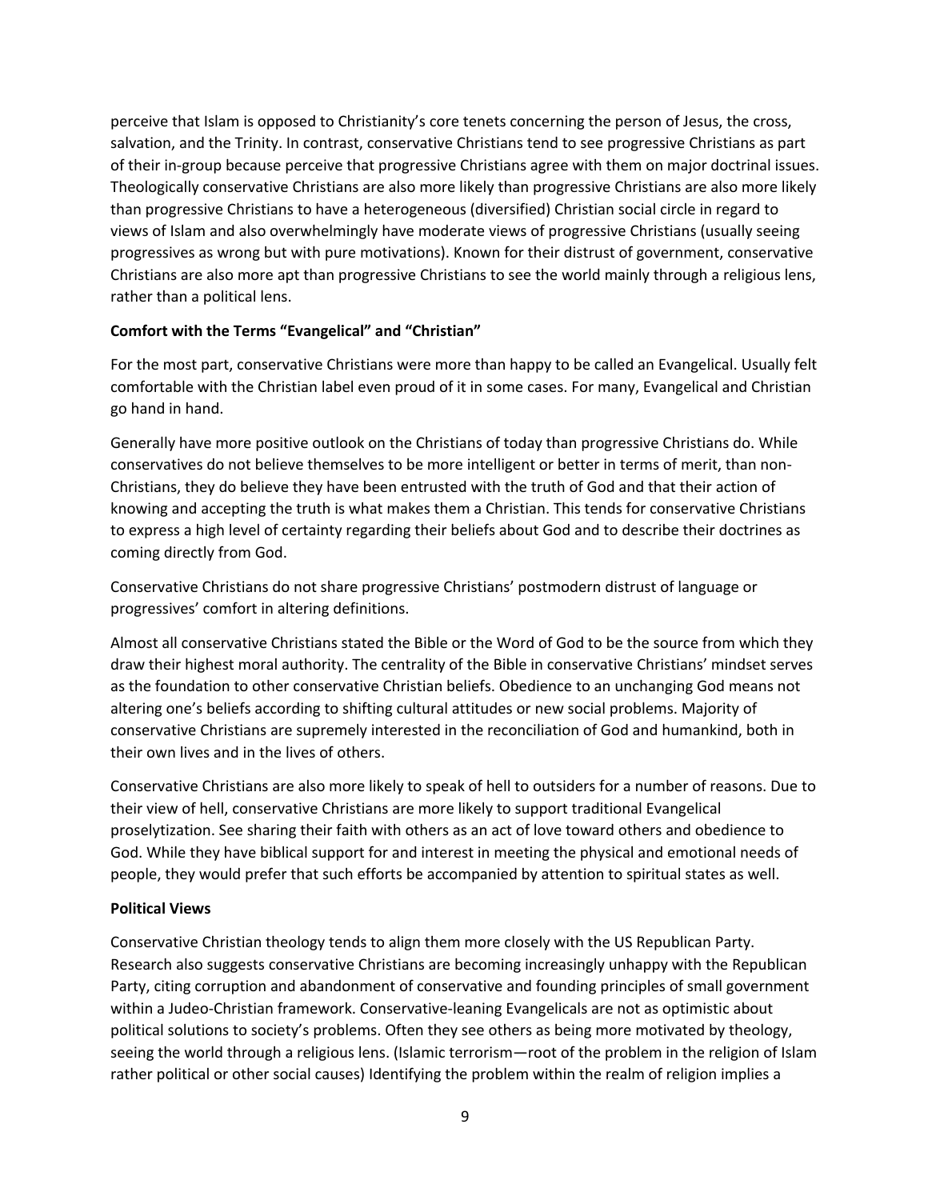perceive that Islam is opposed to Christianity's core tenets concerning the person of Jesus, the cross, salvation, and the Trinity. In contrast, conservative Christians tend to see progressive Christians as part of their in-group because perceive that progressive Christians agree with them on major doctrinal issues. Theologically conservative Christians are also more likely than progressive Christians are also more likely than progressive Christians to have a heterogeneous (diversified) Christian social circle in regard to views of Islam and also overwhelmingly have moderate views of progressive Christians (usually seeing progressives as wrong but with pure motivations). Known for their distrust of government, conservative Christians are also more apt than progressive Christians to see the world mainly through a religious lens, rather than a political lens.

**Comfort with the Terms "Evangelical" and "Christian"**

For the most part, conservative Christians were more than happy to be called an Evangelical. Usually felt comfortable with the Christian label even proud of it in some cases. For many, Evangelical and Christian go hand in hand.

Generally have more positive outlook on the Christians of today than progressive Christians do. While conservatives do not believe themselves to be more intelligent or better in terms of merit, than non-Christians, they do believe they have been entrusted with the truth of God and that their action of knowing and accepting the truth is what makes them a Christian. This tends for conservative Christians to express a high level of certainty regarding their beliefs about God and to describe their doctrines as coming directly from God.

Conservative Christians do not share progressive Christians' postmodern distrust of language or progressives' comfort in altering definitions.

Almost all conservative Christians stated the Bible or the Word of God to be the source from which they draw their highest moral authority. The centrality of the Bible in conservative Christians' mindset serves as the foundation to other conservative Christian beliefs. Obedience to an unchanging God means not altering one's beliefs according to shifting cultural attitudes or new social problems. Majority of conservative Christians are supremely interested in the reconciliation of God and humankind, both in their own lives and in the lives of others.

Conservative Christians are also more likely to speak of hell to outsiders for a number of reasons. Due to their view of hell, conservative Christians are more likely to support traditional Evangelical proselytization. See sharing their faith with others as an act of love toward others and obedience to God. While they have biblical support for and interest in meeting the physical and emotional needs of people, they would prefer that such efforts be accompanied by attention to spiritual states as well.

**Political Views**

Conservative Christian theology tends to align them more closely with the US Republican Party. Research also suggests conservative Christians are becoming increasingly unhappy with the Republican Party, citing corruption and abandonment of conservative and founding principles of small government within a Judeo-Christian framework. Conservative-leaning Evangelicals are not as optimistic about political solutions to society's problems. Often they see others as being more motivated by theology, seeing the world through a religious lens. (Islamic terrorism—root of the problem in the religion of Islam rather political or other social causes) Identifying the problem within the realm of religion implies a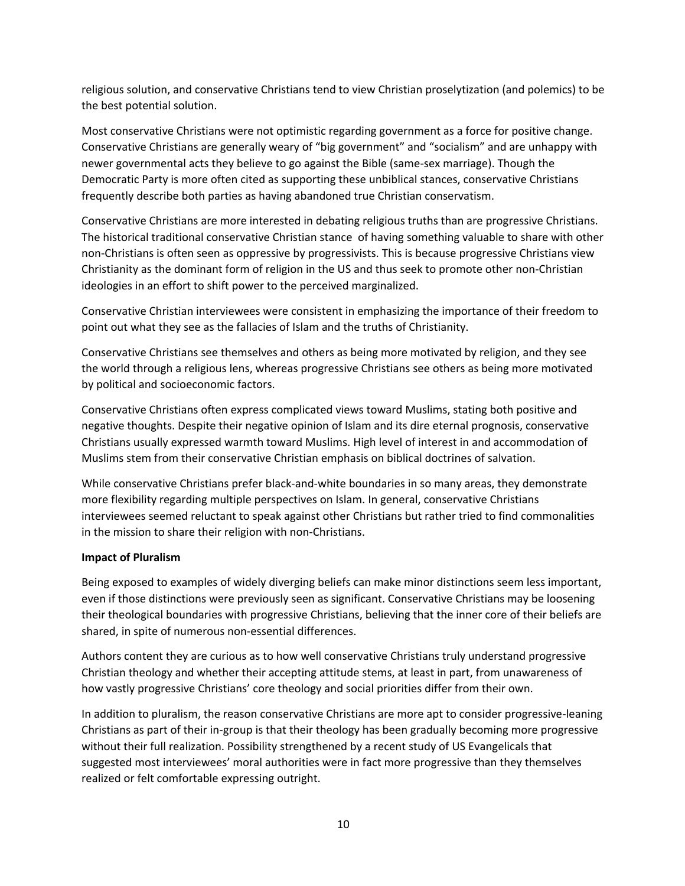religious solution, and conservative Christians tend to view Christian proselytization (and polemics) to be the best potential solution.

Most conservative Christians were not optimistic regarding government as a force for positive change. Conservative Christians are generally weary of "big government" and "socialism" and are unhappy with newer governmental acts they believe to go against the Bible (same-sex marriage). Though the Democratic Party is more often cited as supporting these unbiblical stances, conservative Christians frequently describe both parties as having abandoned true Christian conservatism.

Conservative Christians are more interested in debating religious truths than are progressive Christians. The historical traditional conservative Christian stance of having something valuable to share with other non-Christians is often seen as oppressive by progressivists. This is because progressive Christians view Christianity as the dominant form of religion in the US and thus seek to promote other non-Christian ideologies in an effort to shift power to the perceived marginalized.

Conservative Christian interviewees were consistent in emphasizing the importance of their freedom to point out what they see as the fallacies of Islam and the truths of Christianity.

Conservative Christians see themselves and others as being more motivated by religion, and they see the world through a religious lens, whereas progressive Christians see others as being more motivated by political and socioeconomic factors.

Conservative Christians often express complicated views toward Muslims, stating both positive and negative thoughts. Despite their negative opinion of Islam and its dire eternal prognosis, conservative Christians usually expressed warmth toward Muslims. High level of interest in and accommodation of Muslims stem from their conservative Christian emphasis on biblical doctrines of salvation.

While conservative Christians prefer black-and-white boundaries in so many areas, they demonstrate more flexibility regarding multiple perspectives on Islam. In general, conservative Christians interviewees seemed reluctant to speak against other Christians but rather tried to find commonalities in the mission to share their religion with non-Christians.

**Impact of Pluralism**

Being exposed to examples of widely diverging beliefs can make minor distinctions seem less important, even if those distinctions were previously seen as significant. Conservative Christians may be loosening their theological boundaries with progressive Christians, believing that the inner core of their beliefs are shared, in spite of numerous non-essential differences.

Authors content they are curious as to how well conservative Christians truly understand progressive Christian theology and whether their accepting attitude stems, at least in part, from unawareness of how vastly progressive Christians' core theology and social priorities differ from their own.

In addition to pluralism, the reason conservative Christians are more apt to consider progressive-leaning Christians as part of their in-group is that their theology has been gradually becoming more progressive without their full realization. Possibility strengthened by a recent study of US Evangelicals that suggested most interviewees' moral authorities were in fact more progressive than they themselves realized or felt comfortable expressing outright.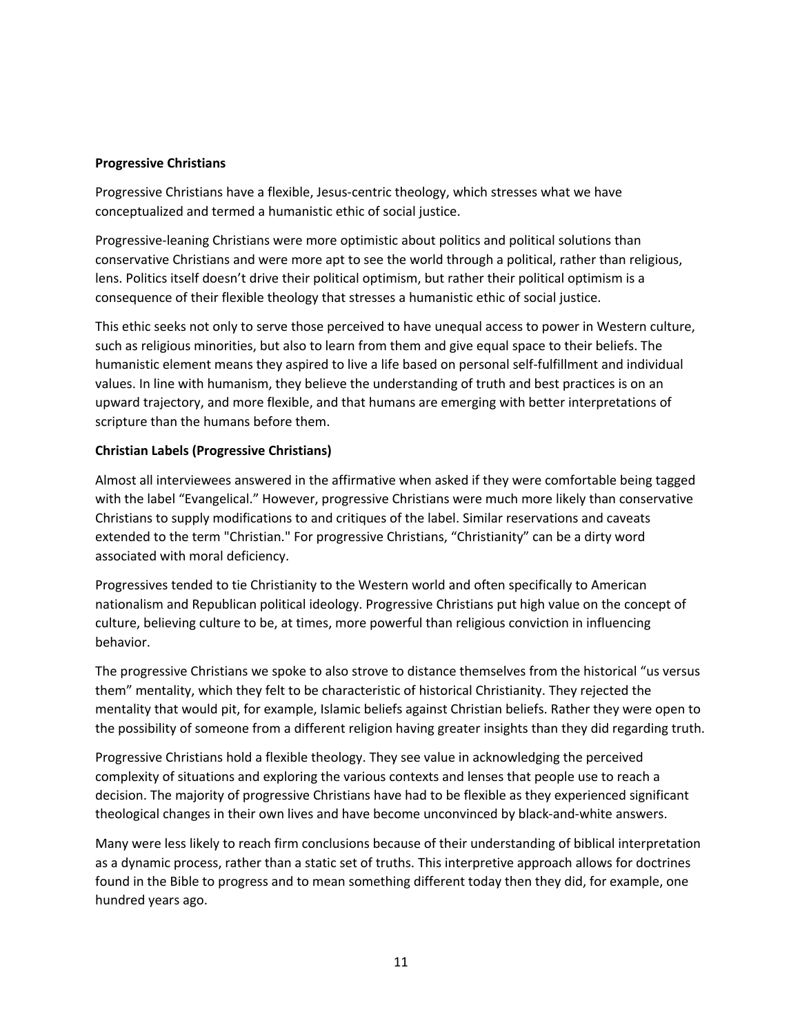**Progressive Christians**

Progressive Christians have a flexible, Jesus-centric theology, which stresses what we have conceptualized and termed a humanistic ethic of social justice.

Progressive-leaning Christians were more optimistic about politics and political solutions than conservative Christians and were more apt to see the world through a political, rather than religious, lens. Politics itself doesn't drive their political optimism, but rather their political optimism is a consequence of their flexible theology that stresses a humanistic ethic of social justice.

This ethic seeks not only to serve those perceived to have unequal access to power in Western culture, such as religious minorities, but also to learn from them and give equal space to their beliefs. The humanistic element means they aspired to live a life based on personal self-fulfillment and individual values. In line with humanism, they believe the understanding of truth and best practices is on an upward trajectory, and more flexible, and that humans are emerging with better interpretations of scripture than the humans before them.

**Christian Labels (Progressive Christians)**

Almost all interviewees answered in the affirmative when asked if they were comfortable being tagged with the label "Evangelical." However, progressive Christians were much more likely than conservative Christians to supply modifications to and critiques of the label. Similar reservations and caveats extended to the term "Christian." For progressive Christians, "Christianity" can be a dirty word associated with moral deficiency.

Progressives tended to tie Christianity to the Western world and often specifically to American nationalism and Republican political ideology. Progressive Christians put high value on the concept of culture, believing culture to be, at times, more powerful than religious conviction in influencing behavior.

The progressive Christians we spoke to also strove to distance themselves from the historical "us versus them" mentality, which they felt to be characteristic of historical Christianity. They rejected the mentality that would pit, for example, Islamic beliefs against Christian beliefs. Rather they were open to the possibility of someone from a different religion having greater insights than they did regarding truth.

Progressive Christians hold a flexible theology. They see value in acknowledging the perceived complexity of situations and exploring the various contexts and lenses that people use to reach a decision. The majority of progressive Christians have had to be flexible as they experienced significant theological changes in their own lives and have become unconvinced by black-and-white answers.

Many were less likely to reach firm conclusions because of their understanding of biblical interpretation as a dynamic process, rather than a static set of truths. This interpretive approach allows for doctrines found in the Bible to progress and to mean something different today then they did, for example, one hundred years ago.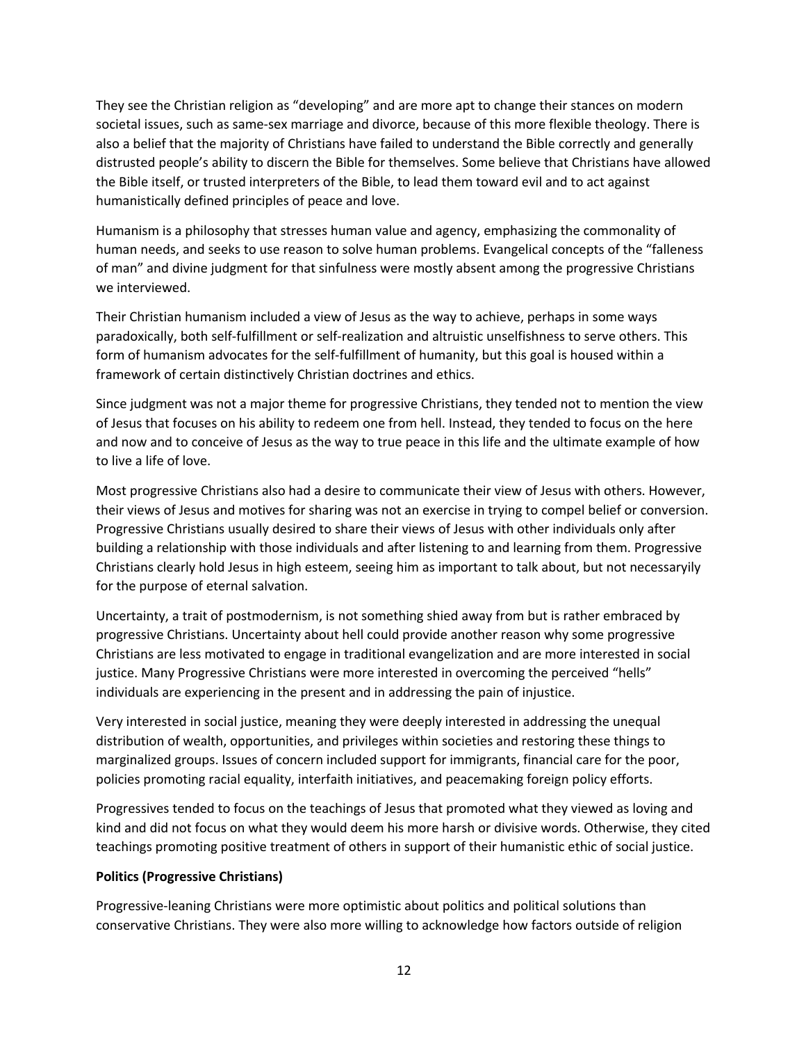They see the Christian religion as "developing" and are more apt to change their stances on modern societal issues, such as same-sex marriage and divorce, because of this more flexible theology. There is also a belief that the majority of Christians have failed to understand the Bible correctly and generally distrusted people's ability to discern the Bible for themselves. Some believe that Christians have allowed the Bible itself, or trusted interpreters of the Bible, to lead them toward evil and to act against humanistically defined principles of peace and love.

Humanism is a philosophy that stresses human value and agency, emphasizing the commonality of human needs, and seeks to use reason to solve human problems. Evangelical concepts of the "falleness of man" and divine judgment for that sinfulness were mostly absent among the progressive Christians we interviewed.

Their Christian humanism included a view of Jesus as the way to achieve, perhaps in some ways paradoxically, both self-fulfillment or self-realization and altruistic unselfishness to serve others. This form of humanism advocates for the self-fulfillment of humanity, but this goal is housed within a framework of certain distinctively Christian doctrines and ethics.

Since judgment was not a major theme for progressive Christians, they tended not to mention the view of Jesus that focuses on his ability to redeem one from hell. Instead, they tended to focus on the here and now and to conceive of Jesus as the way to true peace in this life and the ultimate example of how to live a life of love.

Most progressive Christians also had a desire to communicate their view of Jesus with others. However, their views of Jesus and motives for sharing was not an exercise in trying to compel belief or conversion. Progressive Christians usually desired to share their views of Jesus with other individuals only after building a relationship with those individuals and after listening to and learning from them. Progressive Christians clearly hold Jesus in high esteem, seeing him as important to talk about, but not necessaryily for the purpose of eternal salvation.

Uncertainty, a trait of postmodernism, is not something shied away from but is rather embraced by progressive Christians. Uncertainty about hell could provide another reason why some progressive Christians are less motivated to engage in traditional evangelization and are more interested in social justice. Many Progressive Christians were more interested in overcoming the perceived "hells" individuals are experiencing in the present and in addressing the pain of injustice.

Very interested in social justice, meaning they were deeply interested in addressing the unequal distribution of wealth, opportunities, and privileges within societies and restoring these things to marginalized groups. Issues of concern included support for immigrants, financial care for the poor, policies promoting racial equality, interfaith initiatives, and peacemaking foreign policy efforts.

Progressives tended to focus on the teachings of Jesus that promoted what they viewed as loving and kind and did not focus on what they would deem his more harsh or divisive words. Otherwise, they cited teachings promoting positive treatment of others in support of their humanistic ethic of social justice.

**Politics (Progressive Christians)**

Progressive-leaning Christians were more optimistic about politics and political solutions than conservative Christians. They were also more willing to acknowledge how factors outside of religion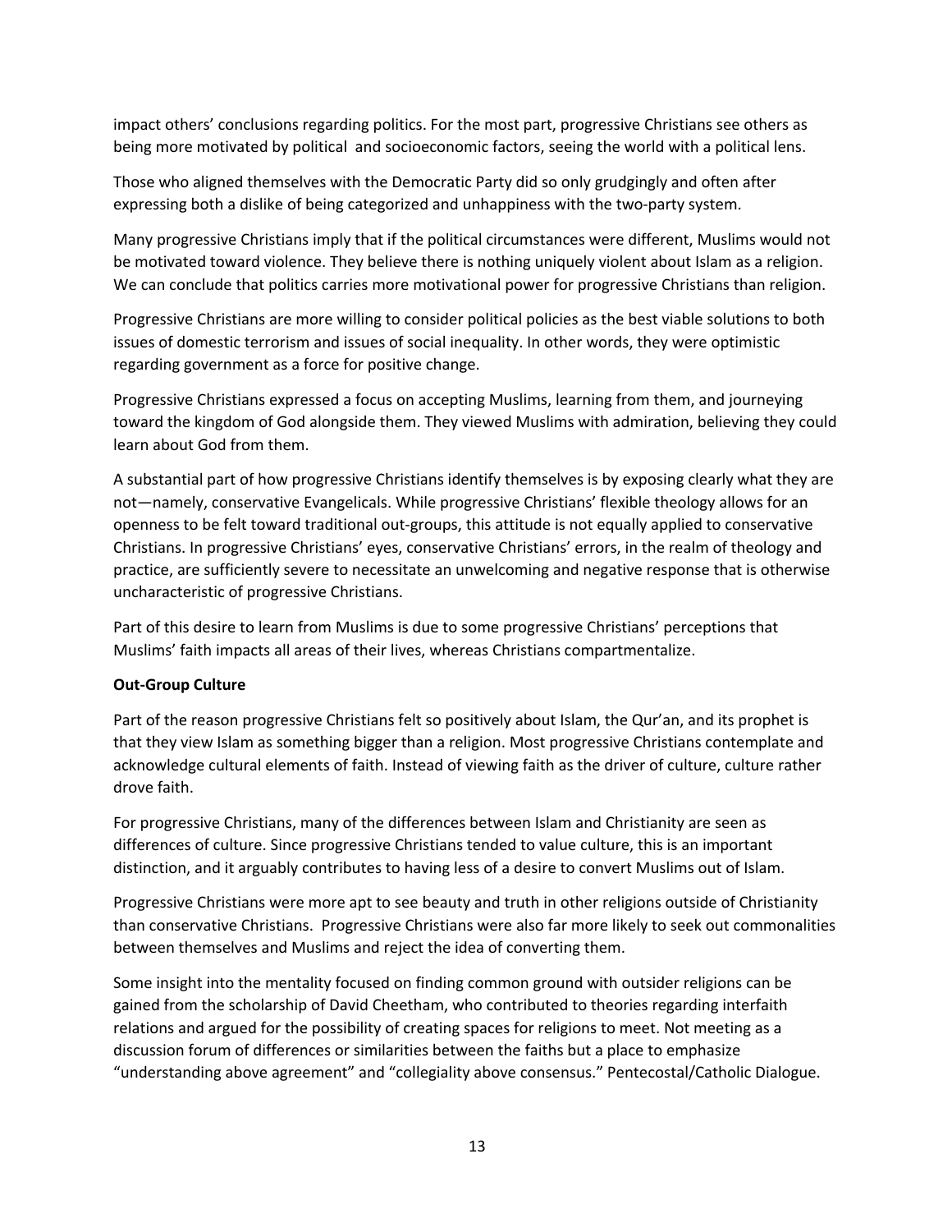impact others' conclusions regarding politics. For the most part, progressive Christians see others as being more motivated by political and socioeconomic factors, seeing the world with a political lens.

Those who aligned themselves with the Democratic Party did so only grudgingly and often after expressing both a dislike of being categorized and unhappiness with the two-party system.

Many progressive Christians imply that if the political circumstances were different, Muslims would not be motivated toward violence. They believe there is nothing uniquely violent about Islam as a religion. We can conclude that politics carries more motivational power for progressive Christians than religion.

Progressive Christians are more willing to consider political policies as the best viable solutions to both issues of domestic terrorism and issues of social inequality. In other words, they were optimistic regarding government as a force for positive change.

Progressive Christians expressed a focus on accepting Muslims, learning from them, and journeying toward the kingdom of God alongside them. They viewed Muslims with admiration, believing they could learn about God from them.

A substantial part of how progressive Christians identify themselves is by exposing clearly what they are not—namely, conservative Evangelicals. While progressive Christians' flexible theology allows for an openness to be felt toward traditional out-groups, this attitude is not equally applied to conservative Christians. In progressive Christians' eyes, conservative Christians' errors, in the realm of theology and practice, are sufficiently severe to necessitate an unwelcoming and negative response that is otherwise uncharacteristic of progressive Christians.

Part of this desire to learn from Muslims is due to some progressive Christians' perceptions that Muslims' faith impacts all areas of their lives, whereas Christians compartmentalize.

**Out-Group Culture**

Part of the reason progressive Christians felt so positively about Islam, the Qur'an, and its prophet is that they view Islam as something bigger than a religion. Most progressive Christians contemplate and acknowledge cultural elements of faith. Instead of viewing faith as the driver of culture, culture rather drove faith.

For progressive Christians, many of the differences between Islam and Christianity are seen as differences of culture. Since progressive Christians tended to value culture, this is an important distinction, and it arguably contributes to having less of a desire to convert Muslims out of Islam.

Progressive Christians were more apt to see beauty and truth in other religions outside of Christianity than conservative Christians. Progressive Christians were also far more likely to seek out commonalities between themselves and Muslims and reject the idea of converting them.

Some insight into the mentality focused on finding common ground with outsider religions can be gained from the scholarship of David Cheetham, who contributed to theories regarding interfaith relations and argued for the possibility of creating spaces for religions to meet. Not meeting as a discussion forum of differences or similarities between the faiths but a place to emphasize "understanding above agreement" and "collegiality above consensus." Pentecostal/Catholic Dialogue.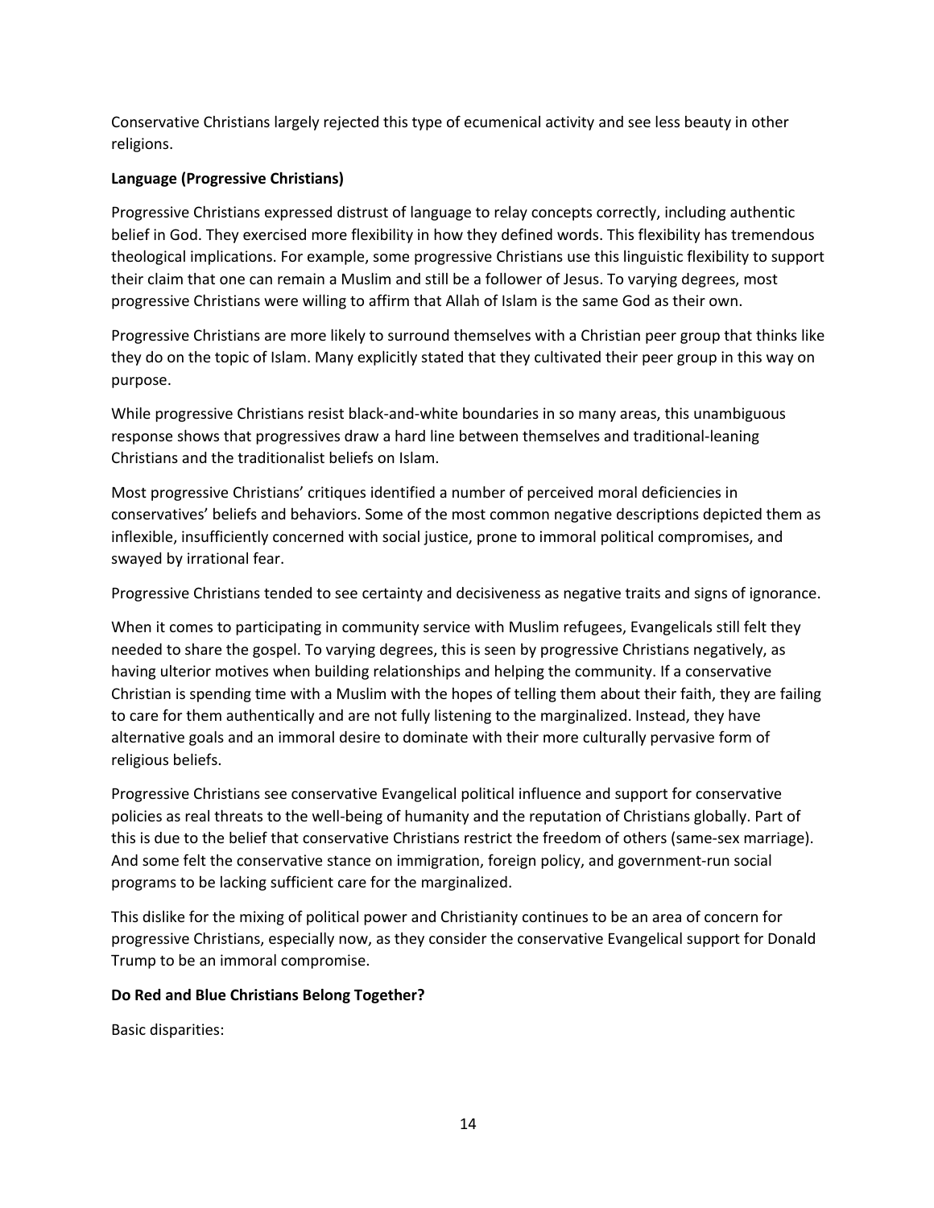Conservative Christians largely rejected this type of ecumenical activity and see less beauty in other religions.

**Language (Progressive Christians)**

Progressive Christians expressed distrust of language to relay concepts correctly, including authentic belief in God. They exercised more flexibility in how they defined words. This flexibility has tremendous theological implications. For example, some progressive Christians use this linguistic flexibility to support their claim that one can remain a Muslim and still be a follower of Jesus. To varying degrees, most progressive Christians were willing to affirm that Allah of Islam is the same God as their own.

Progressive Christians are more likely to surround themselves with a Christian peer group that thinks like they do on the topic of Islam. Many explicitly stated that they cultivated their peer group in this way on purpose.

While progressive Christians resist black-and-white boundaries in so many areas, this unambiguous response shows that progressives draw a hard line between themselves and traditional-leaning Christians and the traditionalist beliefs on Islam.

Most progressive Christians' critiques identified a number of perceived moral deficiencies in conservatives' beliefs and behaviors. Some of the most common negative descriptions depicted them as inflexible, insufficiently concerned with social justice, prone to immoral political compromises, and swayed by irrational fear.

Progressive Christians tended to see certainty and decisiveness as negative traits and signs of ignorance.

When it comes to participating in community service with Muslim refugees, Evangelicals still felt they needed to share the gospel. To varying degrees, this is seen by progressive Christians negatively, as having ulterior motives when building relationships and helping the community. If a conservative Christian is spending time with a Muslim with the hopes of telling them about their faith, they are failing to care for them authentically and are not fully listening to the marginalized. Instead, they have alternative goals and an immoral desire to dominate with their more culturally pervasive form of religious beliefs.

Progressive Christians see conservative Evangelical political influence and support for conservative policies as real threats to the well-being of humanity and the reputation of Christians globally. Part of this is due to the belief that conservative Christians restrict the freedom of others (same-sex marriage). And some felt the conservative stance on immigration, foreign policy, and government-run social programs to be lacking sufficient care for the marginalized.

This dislike for the mixing of political power and Christianity continues to be an area of concern for progressive Christians, especially now, as they consider the conservative Evangelical support for Donald Trump to be an immoral compromise.

**Do Red and Blue Christians Belong Together?**

Basic disparities: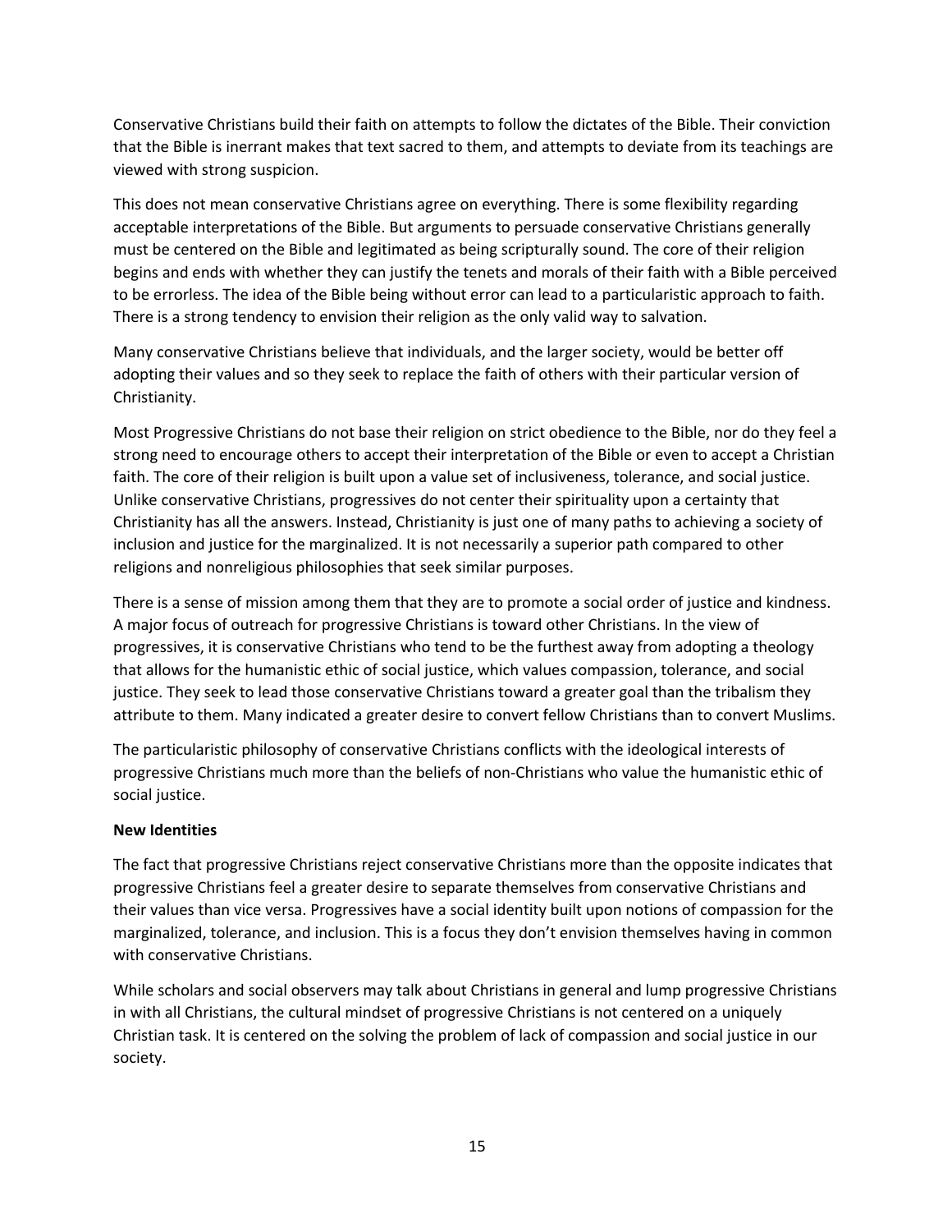Conservative Christians build their faith on attempts to follow the dictates of the Bible. Their conviction that the Bible is inerrant makes that text sacred to them, and attempts to deviate from its teachings are viewed with strong suspicion.

This does not mean conservative Christians agree on everything. There is some flexibility regarding acceptable interpretations of the Bible. But arguments to persuade conservative Christians generally must be centered on the Bible and legitimated as being scripturally sound. The core of their religion begins and ends with whether they can justify the tenets and morals of their faith with a Bible perceived to be errorless. The idea of the Bible being without error can lead to a particularistic approach to faith. There is a strong tendency to envision their religion as the only valid way to salvation.

Many conservative Christians believe that individuals, and the larger society, would be better off adopting their values and so they seek to replace the faith of others with their particular version of Christianity.

Most Progressive Christians do not base their religion on strict obedience to the Bible, nor do they feel a strong need to encourage others to accept their interpretation of the Bible or even to accept a Christian faith. The core of their religion is built upon a value set of inclusiveness, tolerance, and social justice. Unlike conservative Christians, progressives do not center their spirituality upon a certainty that Christianity has all the answers. Instead, Christianity is just one of many paths to achieving a society of inclusion and justice for the marginalized. It is not necessarily a superior path compared to other religions and nonreligious philosophies that seek similar purposes.

There is a sense of mission among them that they are to promote a social order of justice and kindness. A major focus of outreach for progressive Christians is toward other Christians. In the view of progressives, it is conservative Christians who tend to be the furthest away from adopting a theology that allows for the humanistic ethic of social justice, which values compassion, tolerance, and social justice. They seek to lead those conservative Christians toward a greater goal than the tribalism they attribute to them. Many indicated a greater desire to convert fellow Christians than to convert Muslims.

The particularistic philosophy of conservative Christians conflicts with the ideological interests of progressive Christians much more than the beliefs of non-Christians who value the humanistic ethic of social justice.

**New Identities**

The fact that progressive Christians reject conservative Christians more than the opposite indicates that progressive Christians feel a greater desire to separate themselves from conservative Christians and their values than vice versa. Progressives have a social identity built upon notions of compassion for the marginalized, tolerance, and inclusion. This is a focus they don't envision themselves having in common with conservative Christians.

While scholars and social observers may talk about Christians in general and lump progressive Christians in with all Christians, the cultural mindset of progressive Christians is not centered on a uniquely Christian task. It is centered on the solving the problem of lack of compassion and social justice in our society.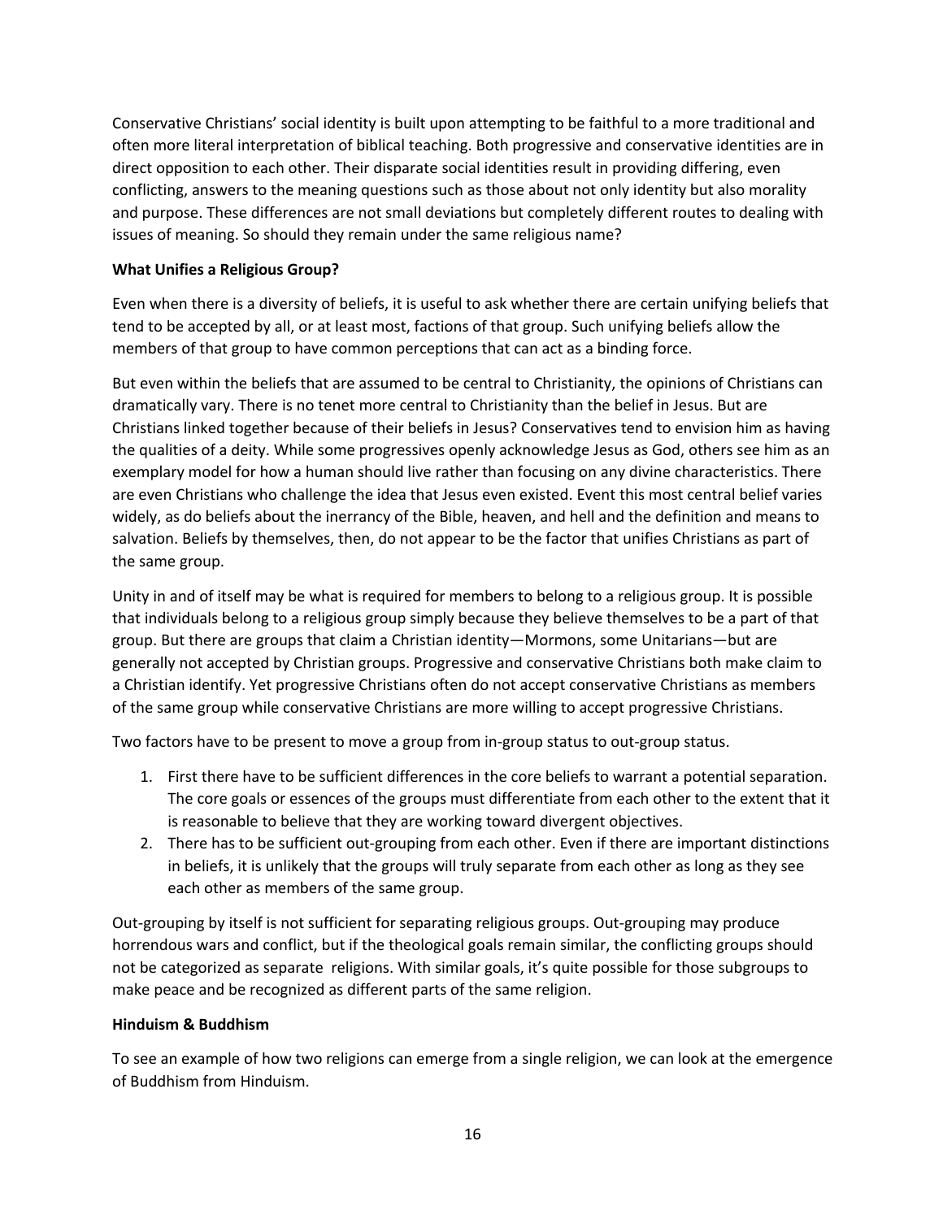Conservative Christians' social identity is built upon attempting to be faithful to a more traditional and often more literal interpretation of biblical teaching. Both progressive and conservative identities are in direct opposition to each other. Their disparate social identities result in providing differing, even conflicting, answers to the meaning questions such as those about not only identity but also morality and purpose. These differences are not small deviations but completely different routes to dealing with issues of meaning. So should they remain under the same religious name?

**What Unifies a Religious Group?**

Even when there is a diversity of beliefs, it is useful to ask whether there are certain unifying beliefs that tend to be accepted by all, or at least most, factions of that group. Such unifying beliefs allow the members of that group to have common perceptions that can act as a binding force.

But even within the beliefs that are assumed to be central to Christianity, the opinions of Christians can dramatically vary. There is no tenet more central to Christianity than the belief in Jesus. But are Christians linked together because of their beliefs in Jesus? Conservatives tend to envision him as having the qualities of a deity. While some progressives openly acknowledge Jesus as God, others see him as an exemplary model for how a human should live rather than focusing on any divine characteristics. There are even Christians who challenge the idea that Jesus even existed. Event this most central belief varies widely, as do beliefs about the inerrancy of the Bible, heaven, and hell and the definition and means to salvation. Beliefs by themselves, then, do not appear to be the factor that unifies Christians as part of the same group.

Unity in and of itself may be what is required for members to belong to a religious group. It is possible that individuals belong to a religious group simply because they believe themselves to be a part of that group. But there are groups that claim a Christian identity—Mormons, some Unitarians—but are generally not accepted by Christian groups. Progressive and conservative Christians both make claim to a Christian identify. Yet progressive Christians often do not accept conservative Christians as members of the same group while conservative Christians are more willing to accept progressive Christians.

Two factors have to be present to move a group from in-group status to out-group status.

1. First there have to be sufficient differences in the core beliefs to warrant a potential separation. The core goals or essences of the groups must differentiate from each other to the extent that it is reasonable to believe that they are working toward divergent objectives.
2. There has to be sufficient out-grouping from each other. Even if there are important distinctions in beliefs, it is unlikely that the groups will truly separate from each other as long as they see each other as members of the same group.

Out-grouping by itself is not sufficient for separating religious groups. Out-grouping may produce horrendous wars and conflict, but if the theological goals remain similar, the conflicting groups should not be categorized as separate religions. With similar goals, it's quite possible for those subgroups to make peace and be recognized as different parts of the same religion.

**Hinduism & Buddhism**

To see an example of how two religions can emerge from a single religion, we can look at the emergence of Buddhism from Hinduism.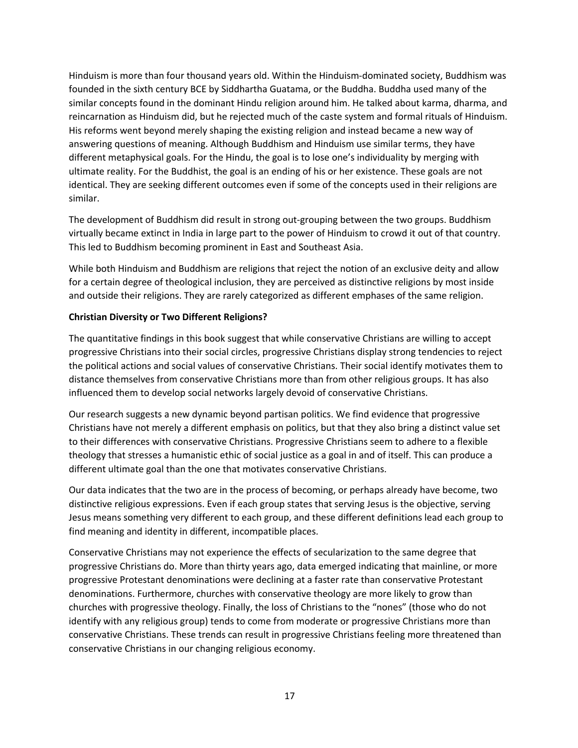Hinduism is more than four thousand years old. Within the Hinduism-dominated society, Buddhism was founded in the sixth century BCE by Siddhartha Guatama, or the Buddha. Buddha used many of the similar concepts found in the dominant Hindu religion around him. He talked about karma, dharma, and reincarnation as Hinduism did, but he rejected much of the caste system and formal rituals of Hinduism. His reforms went beyond merely shaping the existing religion and instead became a new way of answering questions of meaning. Although Buddhism and Hinduism use similar terms, they have different metaphysical goals. For the Hindu, the goal is to lose one's individuality by merging with ultimate reality. For the Buddhist, the goal is an ending of his or her existence. These goals are not identical. They are seeking different outcomes even if some of the concepts used in their religions are similar.

The development of Buddhism did result in strong out-grouping between the two groups. Buddhism virtually became extinct in India in large part to the power of Hinduism to crowd it out of that country. This led to Buddhism becoming prominent in East and Southeast Asia.

While both Hinduism and Buddhism are religions that reject the notion of an exclusive deity and allow for a certain degree of theological inclusion, they are perceived as distinctive religions by most inside and outside their religions. They are rarely categorized as different emphases of the same religion.

**Christian Diversity or Two Different Religions?**

The quantitative findings in this book suggest that while conservative Christians are willing to accept progressive Christians into their social circles, progressive Christians display strong tendencies to reject the political actions and social values of conservative Christians. Their social identify motivates them to distance themselves from conservative Christians more than from other religious groups. It has also influenced them to develop social networks largely devoid of conservative Christians.

Our research suggests a new dynamic beyond partisan politics. We find evidence that progressive Christians have not merely a different emphasis on politics, but that they also bring a distinct value set to their differences with conservative Christians. Progressive Christians seem to adhere to a flexible theology that stresses a humanistic ethic of social justice as a goal in and of itself. This can produce a different ultimate goal than the one that motivates conservative Christians.

Our data indicates that the two are in the process of becoming, or perhaps already have become, two distinctive religious expressions. Even if each group states that serving Jesus is the objective, serving Jesus means something very different to each group, and these different definitions lead each group to find meaning and identity in different, incompatible places.

Conservative Christians may not experience the effects of secularization to the same degree that progressive Christians do. More than thirty years ago, data emerged indicating that mainline, or more progressive Protestant denominations were declining at a faster rate than conservative Protestant denominations. Furthermore, churches with conservative theology are more likely to grow than churches with progressive theology. Finally, the loss of Christians to the "nones" (those who do not identify with any religious group) tends to come from moderate or progressive Christians more than conservative Christians. These trends can result in progressive Christians feeling more threatened than conservative Christians in our changing religious economy.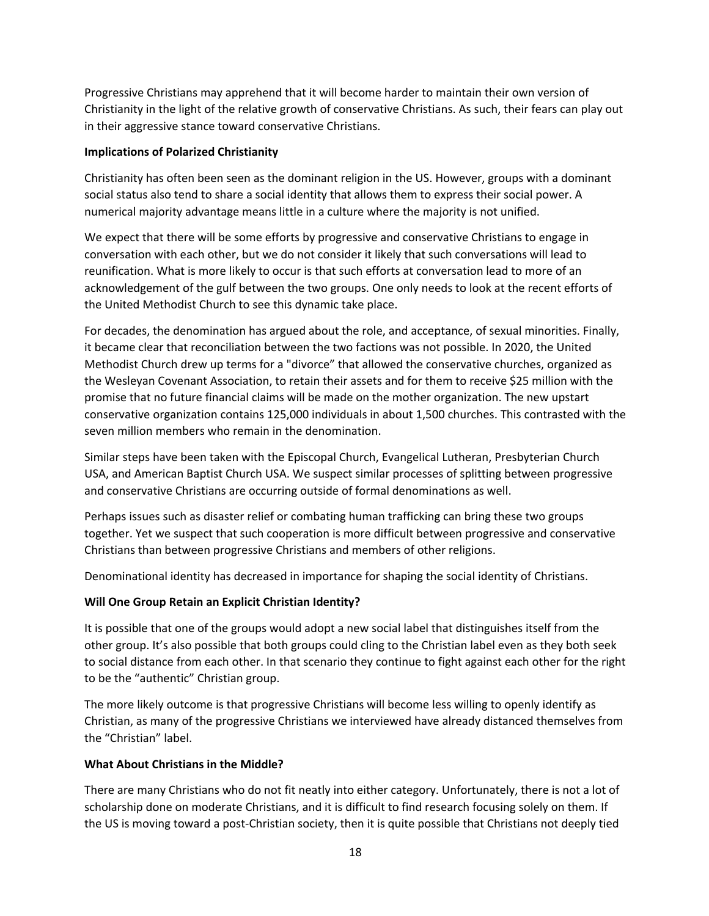Progressive Christians may apprehend that it will become harder to maintain their own version of Christianity in the light of the relative growth of conservative Christians. As such, their fears can play out in their aggressive stance toward conservative Christians.

**Implications of Polarized Christianity**

Christianity has often been seen as the dominant religion in the US. However, groups with a dominant social status also tend to share a social identity that allows them to express their social power. A numerical majority advantage means little in a culture where the majority is not unified.

We expect that there will be some efforts by progressive and conservative Christians to engage in conversation with each other, but we do not consider it likely that such conversations will lead to reunification. What is more likely to occur is that such efforts at conversation lead to more of an acknowledgement of the gulf between the two groups. One only needs to look at the recent efforts of the United Methodist Church to see this dynamic take place.

For decades, the denomination has argued about the role, and acceptance, of sexual minorities. Finally, it became clear that reconciliation between the two factions was not possible. In 2020, the United Methodist Church drew up terms for a "divorce" that allowed the conservative churches, organized as the Wesleyan Covenant Association, to retain their assets and for them to receive $25 million with the promise that no future financial claims will be made on the mother organization. The new upstart conservative organization contains 125,000 individuals in about 1,500 churches. This contrasted with the seven million members who remain in the denomination.

Similar steps have been taken with the Episcopal Church, Evangelical Lutheran, Presbyterian Church USA, and American Baptist Church USA. We suspect similar processes of splitting between progressive and conservative Christians are occurring outside of formal denominations as well.

Perhaps issues such as disaster relief or combating human trafficking can bring these two groups together. Yet we suspect that such cooperation is more difficult between progressive and conservative Christians than between progressive Christians and members of other religions.

Denominational identity has decreased in importance for shaping the social identity of Christians.

**Will One Group Retain an Explicit Christian Identity?**

It is possible that one of the groups would adopt a new social label that distinguishes itself from the other group. It's also possible that both groups could cling to the Christian label even as they both seek to social distance from each other. In that scenario they continue to fight against each other for the right to be the "authentic" Christian group.

The more likely outcome is that progressive Christians will become less willing to openly identify as Christian, as many of the progressive Christians we interviewed have already distanced themselves from the "Christian" label.

**What About Christians in the Middle?**

There are many Christians who do not fit neatly into either category. Unfortunately, there is not a lot of scholarship done on moderate Christians, and it is difficult to find research focusing solely on them. If the US is moving toward a post-Christian society, then it is quite possible that Christians not deeply tied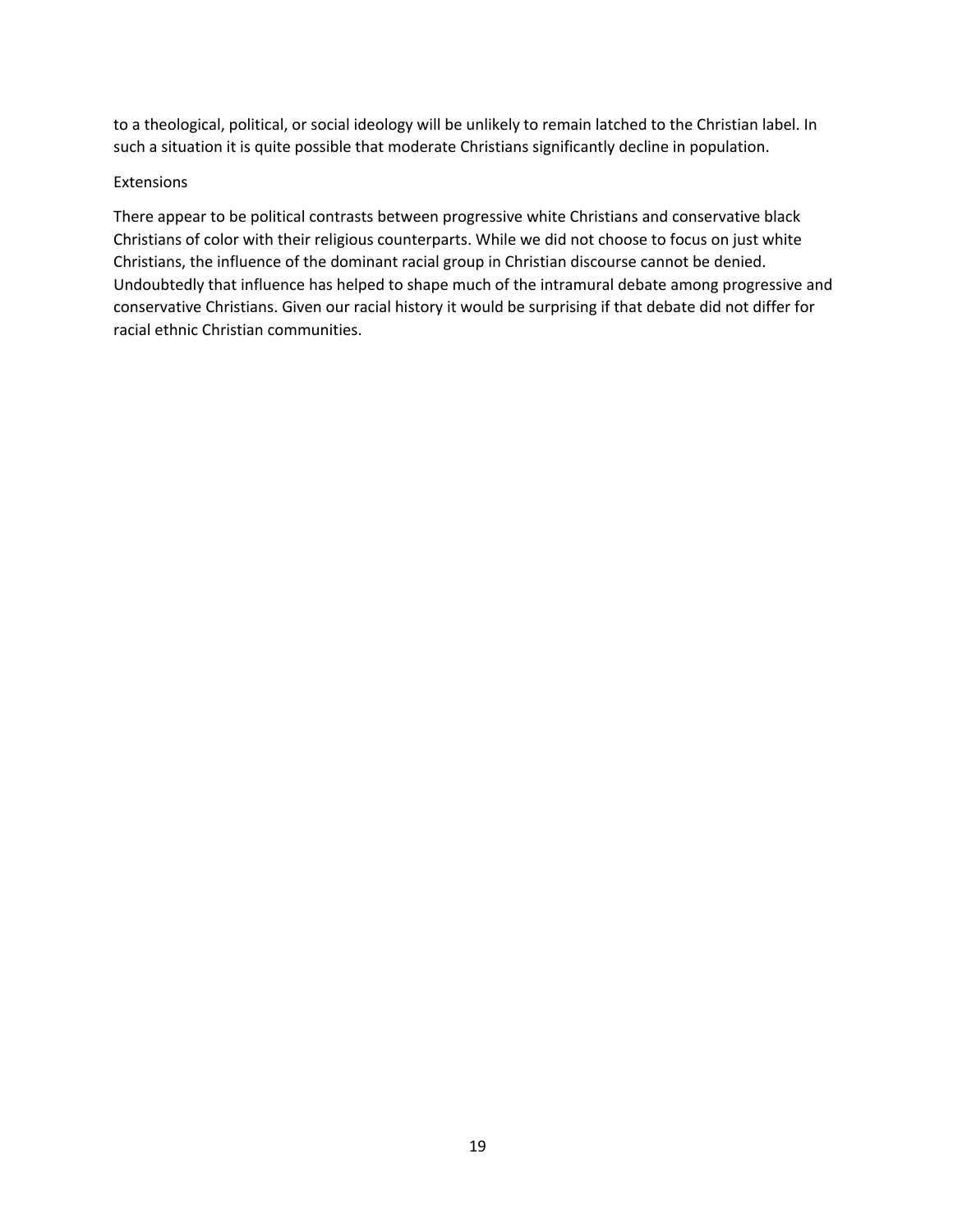to a theological, political, or social ideology will be unlikely to remain latched to the Christian label. In such a situation it is quite possible that moderate Christians significantly decline in population.

## Extensions

There appear to be political contrasts between progressive white Christians and conservative black Christians of color with their religious counterparts. While we did not choose to focus on just white Christians, the influence of the dominant racial group in Christian discourse cannot be denied. Undoubtedly that influence has helped to shape much of the intramural debate among progressive and conservative Christians. Given our racial history it would be surprising if that debate did not differ for racial ethnic Christian communities.